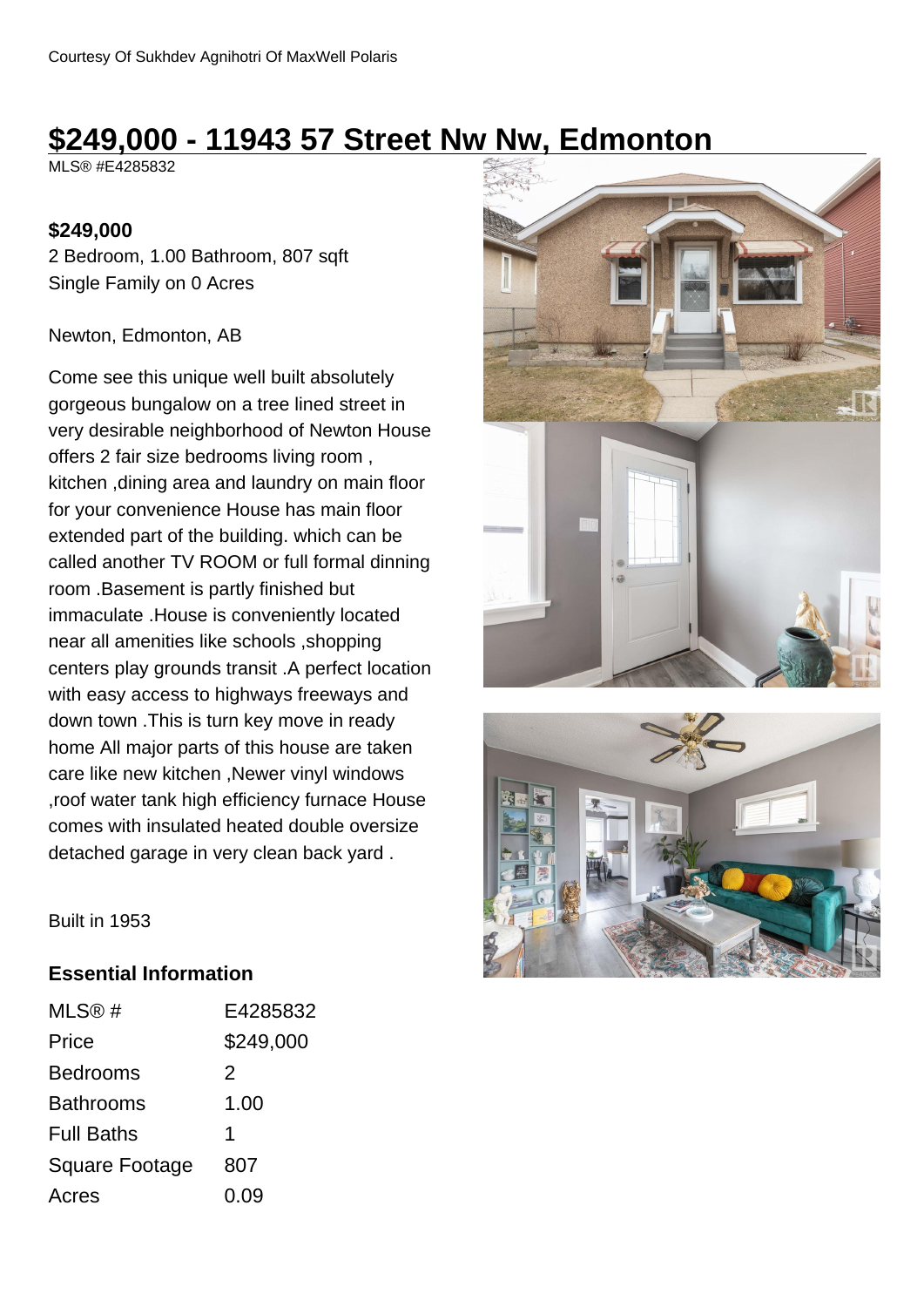Courtesy Of Sukhdev Agnihotri Of MaxWell Polaris

# $249,000 - 11943 57 Street Nw Nw, Edmonton

MLS® #E4285832

**$249,000**

2 Bedroom, 1.00 Bathroom, 807 sqft

Single Family on 0 Acres

Newton, Edmonton, AB

Come see this unique well built absolutely gorgeous bungalow on a tree lined street in very desirable neighborhood of Newton House offers 2 fair size bedrooms living room , kitchen ,dining area and laundry on main floor for your convenience House has main floor extended part of the building. which can be called another TV ROOM or full formal dinning room .Basement is partly finished but immaculate .House is conveniently located near all amenities like schools ,shopping centers play grounds transit .A perfect location with easy access to highways freeways and down town .This is turn key move in ready home All major parts of this house are taken care like new kitchen ,Newer vinyl windows ,roof water tank high efficiency furnace House comes with insulated heated double oversize detached garage in very clean back yard .

Built in 1953

## Essential Information

| | |
|---|---|
| MLS® # | E4285832 |
| Price | $249,000 |
| Bedrooms | 2 |
| Bathrooms | 1.00 |
| Full Baths | 1 |
| Square Footage | 807 |
| Acres | 0.09 |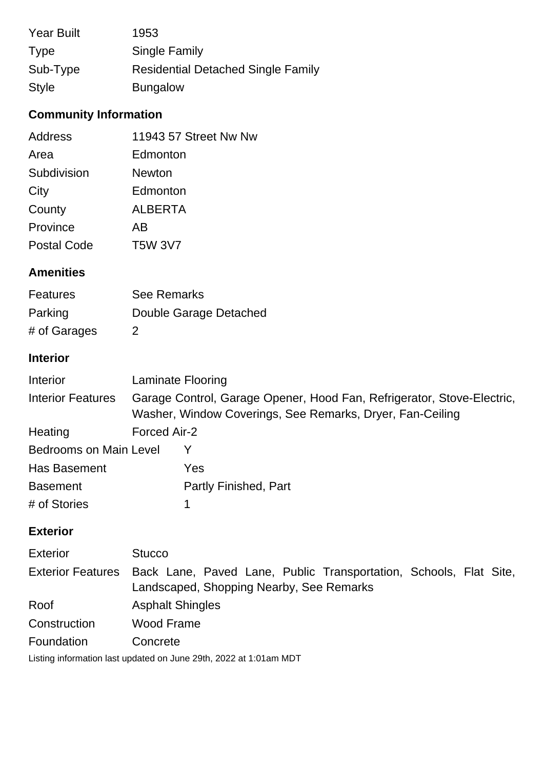| | |
|---|---|
| Year Built | 1953 |
| Type | Single Family |
| Sub-Type | Residential Detached Single Family |
| Style | Bungalow |

## Community Information

| | |
|---|---|
| Address | 11943 57 Street Nw Nw |
| Area | Edmonton |
| Subdivision | Newton |
| City | Edmonton |
| County | ALBERTA |
| Province | AB |
| Postal Code | T5W 3V7 |

## Amenities

| | |
|---|---|
| Features | See Remarks |
| Parking | Double Garage Detached |
| # of Garages | 2 |

## Interior

| | |
|---|---|
| Interior | Laminate Flooring |
| Interior Features | Garage Control, Garage Opener, Hood Fan, Refrigerator, Stove-Electric, Washer, Window Coverings, See Remarks, Dryer, Fan-Ceiling |
| Heating | Forced Air-2 |
| Bedrooms on Main Level | Y |
| Has Basement | Yes |
| Basement | Partly Finished, Part |
| # of Stories | 1 |

## Exterior

| | |
|---|---|
| Exterior | Stucco |
| Exterior Features | Back Lane, Paved Lane, Public Transportation, Schools, Flat Site, Landscaped, Shopping Nearby, See Remarks |
| Roof | Asphalt Shingles |
| Construction | Wood Frame |
| Foundation | Concrete |

Listing information last updated on June 29th, 2022 at 1:01am MDT